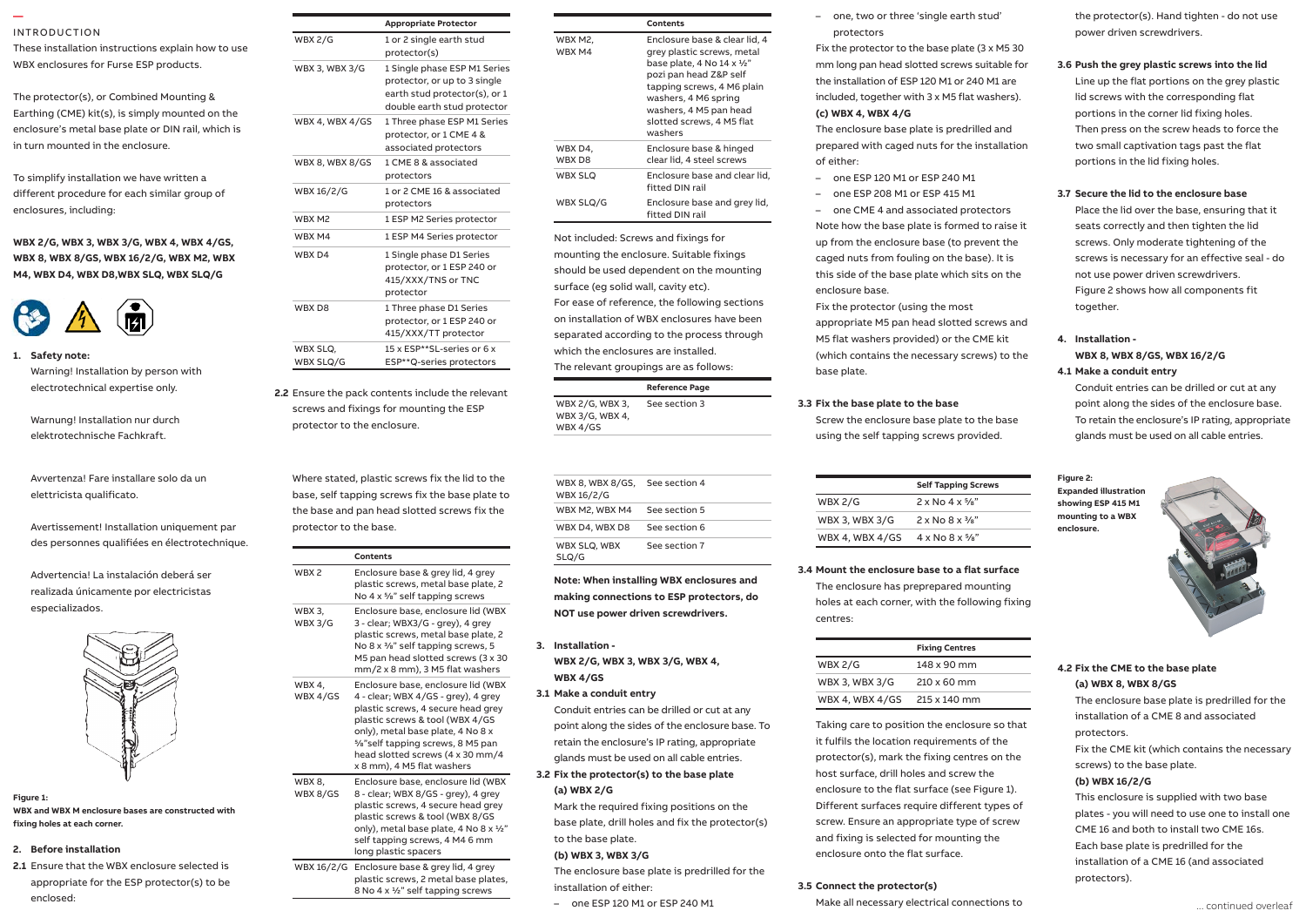## INTRODUCTION

These installation instructions explain how to use WBX enclosures for Furse ESP products.

The protector(s), or Combined Mounting & Earthing (CME) kit(s), is simply mounted on the enclosure's metal base plate or DIN rail, which is in turn mounted in the enclosure.

To simplify installation we have written a different procedure for each similar group of enclosures, including:

**WBX 2/G, WBX 3, WBX 3/G, WBX 4, WBX 4/GS, WBX 8, WBX 8/GS, WBX 16/2/G, WBX M2, WBX M4, WBX D4, WBX D8,WBX SLQ, WBX SLQ/G**

**1. Safety note:**

Warning! Installation by person with electrotechnical expertise only.

Warnung! Installation nur durch elektrotechnische Fachkraft.

Avvertenza! Fare installare solo da un elettricista qualificato.

Avertissement! Installation uniquement par des personnes qualifiées en électrotechnique.

Advertencia! La instalación deberá ser realizada únicamente por electricistas especializados.

**Figure 1:**
**WBX and WBX M enclosure bases are constructed with fixing holes at each corner.**

**2. Before installation**

**2.1** Ensure that the WBX enclosure selected is appropriate for the ESP protector(s) to be enclosed:

| | Appropriate Protector |
|---|---|
| WBX 2/G | 1 or 2 single earth stud protector(s) |
| WBX 3, WBX 3/G | 1 Single phase ESP M1 Series protector, or up to 3 single earth stud protector(s), or 1 double earth stud protector |
| WBX 4, WBX 4/GS | 1 Three phase ESP M1 Series protector, or 1 CME 4 & associated protectors |
| WBX 8, WBX 8/GS | 1 CME 8 & associated protectors |
| WBX 16/2/G | 1 or 2 CME 16 & associated protectors |
| WBX M2 | 1 ESP M2 Series protector |
| WBX M4 | 1 ESP M4 Series protector |
| WBX D4 | 1 Single phase D1 Series protector, or 1 ESP 240 or 415/XXX/TNS or TNC protector |
| WBX D8 | 1 Three phase D1 Series protector, or 1 ESP 240 or 415/XXX/TT protector |
| WBX SLQ, WBX SLQ/G | 15 x ESP**SL-series or 6 x ESP**Q-series protectors |

**2.2** Ensure the pack contents include the relevant screws and fixings for mounting the ESP protector to the enclosure.

Where stated, plastic screws fix the lid to the base, self tapping screws fix the base plate to the base and pan head slotted screws fix the protector to the base.

| | Contents |
|---|---|
| WBX 2 | Enclosure base & grey lid, 4 grey plastic screws, metal base plate, 2 No 4 x ⅝" self tapping screws |
| WBX 3, WBX 3/G | Enclosure base, enclosure lid (WBX 3 - clear; WBX3/G - grey), 4 grey plastic screws, metal base plate, 2 No 8 x ⅜" self tapping screws, 5 M5 pan head slotted screws (3 x 30 mm/2 x 8 mm), 3 M5 flat washers |
| WBX 4, WBX 4/GS | Enclosure base, enclosure lid (WBX 4 - clear; WBX 4/GS - grey), 4 grey plastic screws, 4 secure head grey plastic screws & tool (WBX 4/GS only), metal base plate, 4 No 8 x ⅝"self tapping screws, 8 M5 pan head slotted screws (4 x 30 mm/4 x 8 mm), 4 M5 flat washers |
| WBX 8, WBX 8/GS | Enclosure base, enclosure lid (WBX 8 - clear; WBX 8/GS - grey), 4 grey plastic screws, 4 secure head grey plastic screws & tool (WBX 8/GS only), metal base plate, 4 No 8 x ½" self tapping screws, 4 M4 6 mm long plastic spacers |
| WBX 16/2/G | Enclosure base & grey lid, 4 grey plastic screws, 2 metal base plates, 8 No 4 x ½" self tapping screws |
| WBX M2, WBX M4 | Enclosure base & clear lid, 4 grey plastic screws, metal base plate, 4 No 14 x ½" pozi pan head Z&P self tapping screws, 4 M6 plain washers, 4 M6 spring washers, 4 M5 pan head slotted screws, 4 M5 flat washers |
| WBX D4, WBX D8 | Enclosure base & hinged clear lid, 4 steel screws |
| WBX SLQ | Enclosure base and clear lid, fitted DIN rail |
| WBX SLQ/G | Enclosure base and grey lid, fitted DIN rail |

Not included: Screws and fixings for mounting the enclosure. Suitable fixings should be used dependent on the mounting surface (eg solid wall, cavity etc).

For ease of reference, the following sections on installation of WBX enclosures have been separated according to the process through which the enclosures are installed.

The relevant groupings are as follows:

| | Reference Page |
|---|---|
| WBX 2/G, WBX 3, WBX 3/G, WBX 4, WBX 4/GS | See section 3 |
| WBX 8, WBX 8/GS, WBX 16/2/G | See section 4 |
| WBX M2, WBX M4 | See section 5 |
| WBX D4, WBX D8 | See section 6 |
| WBX SLQ, WBX SLQ/G | See section 7 |

**Note: When installing WBX enclosures and making connections to ESP protectors, do NOT use power driven screwdrivers.**

**3. Installation - WBX 2/G, WBX 3, WBX 3/G, WBX 4, WBX 4/GS**

**3.1 Make a conduit entry**

Conduit entries can be drilled or cut at any point along the sides of the enclosure base. To retain the enclosure's IP rating, appropriate glands must be used on all cable entries.

**3.2 Fix the protector(s) to the base plate**

**(a) WBX 2/G**

Mark the required fixing positions on the base plate, drill holes and fix the protector(s) to the base plate.

**(b) WBX 3, WBX 3/G**

The enclosure base plate is predrilled for the installation of either:

- one ESP 120 M1 or ESP 240 M1
- one, two or three 'single earth stud' protectors

Fix the protector to the base plate (3 x M5 30 mm long pan head slotted screws suitable for the installation of ESP 120 M1 or 240 M1 are included, together with 3 x M5 flat washers).

**(c) WBX 4, WBX 4/G**

The enclosure base plate is predrilled and prepared with caged nuts for the installation of either:

- one ESP 120 M1 or ESP 240 M1
- one ESP 208 M1 or ESP 415 M1
- one CME 4 and associated protectors

Note how the base plate is formed to raise it up from the enclosure base (to prevent the caged nuts from fouling on the base). It is this side of the base plate which sits on the enclosure base.

Fix the protector (using the most appropriate M5 pan head slotted screws and M5 flat washers provided) or the CME kit (which contains the necessary screws) to the base plate.

**3.3 Fix the base plate to the base**

Screw the enclosure base plate to the base using the self tapping screws provided.

| | Self Tapping Screws |
|---|---|
| WBX 2/G | 2 x No 4 x ⅝" |
| WBX 3, WBX 3/G | 2 x No 8 x ⅜" |
| WBX 4, WBX 4/GS | 4 x No 8 x ⅝" |

**3.4 Mount the enclosure base to a flat surface**

The enclosure has preprepared mounting holes at each corner, with the following fixing centres:

| | Fixing Centres |
|---|---|
| WBX 2/G | 148 x 90 mm |
| WBX 3, WBX 3/G | 210 x 60 mm |
| WBX 4, WBX 4/GS | 215 x 140 mm |

Taking care to position the enclosure so that it fulfils the location requirements of the protector(s), mark the fixing centres on the host surface, drill holes and screw the enclosure to the flat surface (see Figure 1). Different surfaces require different types of screw. Ensure an appropriate type of screw and fixing is selected for mounting the enclosure onto the flat surface.

**3.5 Connect the protector(s)**

Make all necessary electrical connections to the protector(s). Hand tighten - do not use power driven screwdrivers.

**3.6 Push the grey plastic screws into the lid**

Line up the flat portions on the grey plastic lid screws with the corresponding flat portions in the corner lid fixing holes. Then press on the screw heads to force the two small captivation tags past the flat portions in the lid fixing holes.

**3.7 Secure the lid to the enclosure base**

Place the lid over the base, ensuring that it seats correctly and then tighten the lid screws. Only moderate tightening of the screws is necessary for an effective seal - do not use power driven screwdrivers.

Figure 2 shows how all components fit together.

**4. Installation - WBX 8, WBX 8/GS, WBX 16/2/G**

**4.1 Make a conduit entry**

Conduit entries can be drilled or cut at any point along the sides of the enclosure base. To retain the enclosure's IP rating, appropriate glands must be used on all cable entries.

**Figure 2:**
**Expanded illustration showing ESP 415 M1 mounting to a WBX enclosure.**

**4.2 Fix the CME to the base plate**

**(a) WBX 8, WBX 8/GS**

The enclosure base plate is predrilled for the installation of a CME 8 and associated protectors.

Fix the CME kit (which contains the necessary screws) to the base plate.

**(b) WBX 16/2/G**

This enclosure is supplied with two base plates - you will need to use one to install one CME 16 and both to install two CME 16s. Each base plate is predrilled for the installation of a CME 16 (and associated protectors).

... continued overleaf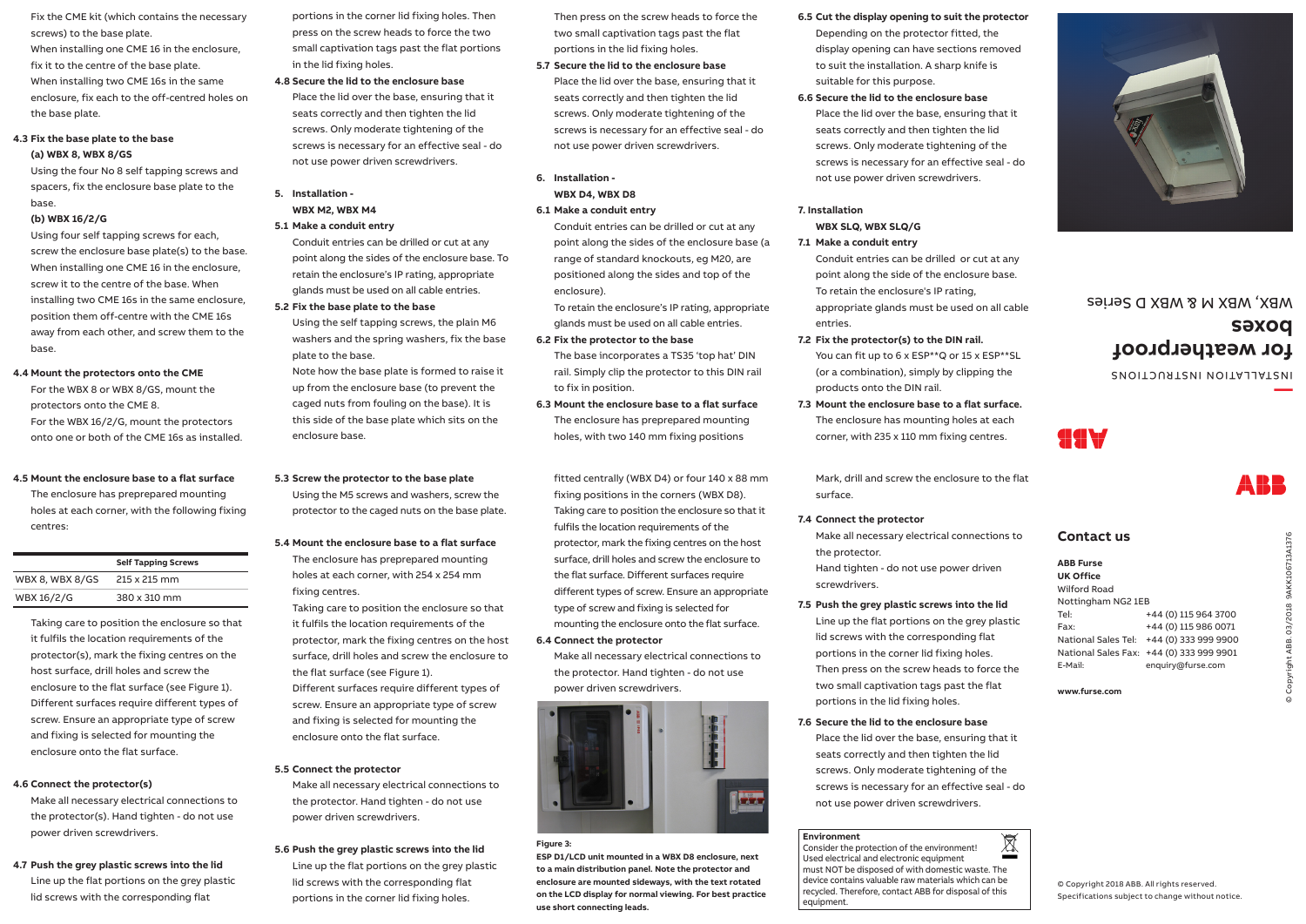Fix the CME kit (which contains the necessary screws) to the base plate.

When installing one CME 16 in the enclosure, fix it to the centre of the base plate.

When installing two CME 16s in the same enclosure, fix each to the off-centred holes on the base plate.

### 4.3 Fix the base plate to the base

**(a) WBX 8, WBX 8/GS**

Using the four No 8 self tapping screws and spacers, fix the enclosure base plate to the base.

**(b) WBX 16/2/G**

Using four self tapping screws for each, screw the enclosure base plate(s) to the base. When installing one CME 16 in the enclosure, screw it to the centre of the base. When installing two CME 16s in the same enclosure, position them off-centre with the CME 16s away from each other, and screw them to the base.

### 4.4 Mount the protectors onto the CME

For the WBX 8 or WBX 8/GS, mount the protectors onto the CME 8.

For the WBX 16/2/G, mount the protectors onto one or both of the CME 16s as installed.

### 4.5 Mount the enclosure base to a flat surface

The enclosure has preprepared mounting holes at each corner, with the following fixing centres:

| | Self Tapping Screws |
|---|---|
| WBX 8, WBX 8/GS | 215 x 215 mm |
| WBX 16/2/G | 380 x 310 mm |

Taking care to position the enclosure so that it fulfils the location requirements of the protector(s), mark the fixing centres on the host surface, drill holes and screw the enclosure to the flat surface (see Figure 1). Different surfaces require different types of screw. Ensure an appropriate type of screw and fixing is selected for mounting the enclosure onto the flat surface.

### 4.6 Connect the protector(s)

Make all necessary electrical connections to the protector(s). Hand tighten - do not use power driven screwdrivers.

### 4.7 Push the grey plastic screws into the lid

Line up the flat portions on the grey plastic lid screws with the corresponding flat portions in the corner lid fixing holes. Then press on the screw heads to force the two small captivation tags past the flat portions in the lid fixing holes.

### 4.8 Secure the lid to the enclosure base

Place the lid over the base, ensuring that it seats correctly and then tighten the lid screws. Only moderate tightening of the screws is necessary for an effective seal - do not use power driven screwdrivers.

## 5. Installation - WBX M2, WBX M4

### 5.1 Make a conduit entry

Conduit entries can be drilled or cut at any point along the sides of the enclosure base. To retain the enclosure's IP rating, appropriate glands must be used on all cable entries.

### 5.2 Fix the base plate to the base

Using the self tapping screws, the plain M6 washers and the spring washers, fix the base plate to the base.

Note how the base plate is formed to raise it up from the enclosure base (to prevent the caged nuts from fouling on the base). It is this side of the base plate which sits on the enclosure base.

### 5.3 Screw the protector to the base plate

Using the M5 screws and washers, screw the protector to the caged nuts on the base plate.

### 5.4 Mount the enclosure base to a flat surface

The enclosure has preprepared mounting holes at each corner, with 254 x 254 mm fixing centres.

Taking care to position the enclosure so that it fulfils the location requirements of the protector, mark the fixing centres on the host surface, drill holes and screw the enclosure to the flat surface (see Figure 1).

Different surfaces require different types of screw. Ensure an appropriate type of screw and fixing is selected for mounting the enclosure onto the flat surface.

### 5.5 Connect the protector

Make all necessary electrical connections to the protector. Hand tighten - do not use power driven screwdrivers.

### 5.6 Push the grey plastic screws into the lid

Line up the flat portions on the grey plastic lid screws with the corresponding flat portions in the corner lid fixing holes. Then press on the screw heads to force the two small captivation tags past the flat portions in the lid fixing holes.

### 5.7 Secure the lid to the enclosure base

Place the lid over the base, ensuring that it seats correctly and then tighten the lid screws. Only moderate tightening of the screws is necessary for an effective seal - do not use power driven screwdrivers.

## 6. Installation - WBX D4, WBX D8

### 6.1 Make a conduit entry

Conduit entries can be drilled or cut at any point along the sides of the enclosure base (a range of standard knockouts, eg M20, are positioned along the sides and top of the enclosure).

To retain the enclosure's IP rating, appropriate glands must be used on all cable entries.

### 6.2 Fix the protector to the base

The base incorporates a TS35 'top hat' DIN rail. Simply clip the protector to this DIN rail to fix in position.

### 6.3 Mount the enclosure base to a flat surface

The enclosure has preprepared mounting holes, with two 140 mm fixing positions fitted centrally (WBX D4) or four 140 x 88 mm fixing positions in the corners (WBX D8).

Taking care to position the enclosure so that it fulfils the location requirements of the protector, mark the fixing centres on the host surface, drill holes and screw the enclosure to the flat surface. Different surfaces require different types of screw. Ensure an appropriate type of screw and fixing is selected for mounting the enclosure onto the flat surface.

### 6.4 Connect the protector

Make all necessary electrical connections to the protector. Hand tighten - do not use power driven screwdrivers.

**Figure 3:**
**ESP D1/LCD unit mounted in a WBX D8 enclosure, next to a main distribution panel. Note the protector and enclosure are mounted sideways, with the text rotated on the LCD display for normal viewing. For best practice use short connecting leads.**

### 6.5 Cut the display opening to suit the protector

Depending on the protector fitted, the display opening can have sections removed to suit the installation. A sharp knife is suitable for this purpose.

### 6.6 Secure the lid to the enclosure base

Place the lid over the base, ensuring that it seats correctly and then tighten the lid screws. Only moderate tightening of the screws is necessary for an effective seal - do not use power driven screwdrivers.

## 7. Installation WBX SLQ, WBX SLQ/G

### 7.1 Make a conduit entry

Conduit entries can be drilled or cut at any point along the side of the enclosure base. To retain the enclosure's IP rating, appropriate glands must be used on all cable entries.

### 7.2 Fix the protector(s) to the DIN rail.

You can fit up to 6 x ESP**Q or 15 x ESP**SL (or a combination), simply by clipping the products onto the DIN rail.

### 7.3 Mount the enclosure base to a flat surface.

The enclosure has mounting holes at each corner, with 235 x 110 mm fixing centres.

Mark, drill and screw the enclosure to the flat surface.

### 7.4 Connect the protector

Make all necessary electrical connections to the protector.

Hand tighten - do not use power driven screwdrivers.

### 7.5 Push the grey plastic screws into the lid

Line up the flat portions on the grey plastic lid screws with the corresponding flat portions in the corner lid fixing holes. Then press on the screw heads to force the two small captivation tags past the flat portions in the lid fixing holes.

### 7.6 Secure the lid to the enclosure base

Place the lid over the base, ensuring that it seats correctly and then tighten the lid screws. Only moderate tightening of the screws is necessary for an effective seal - do not use power driven screwdrivers.

**Environment**
Consider the protection of the environment! Used electrical and electronic equipment must NOT be disposed of with domestic waste. The device contains valuable raw materials which can be recycled. Therefore, contact ABB for disposal of this equipment.

INSTALLATION INSTRUCTIONS

# for weatherproof boxes

WBX, WBX M & WBX D Series

ABB

## Contact us

**ABB Furse**
**UK Office**
Wilford Road
Nottingham NG2 1EB

| | |
|---|---|
| Tel: | +44 (0) 115 964 3700 |
| Fax: | +44 (0) 115 986 0071 |
| National Sales Tel: | +44 (0) 333 999 9900 |
| National Sales Fax: | +44 (0) 333 999 9901 |
| E-Mail: | enquiry@furse.com |

**www.furse.com**

© Copyright 2018 ABB. All rights reserved.
Specifications subject to change without notice.

© Copyright ABB 03/2018 9AKK106713A1376